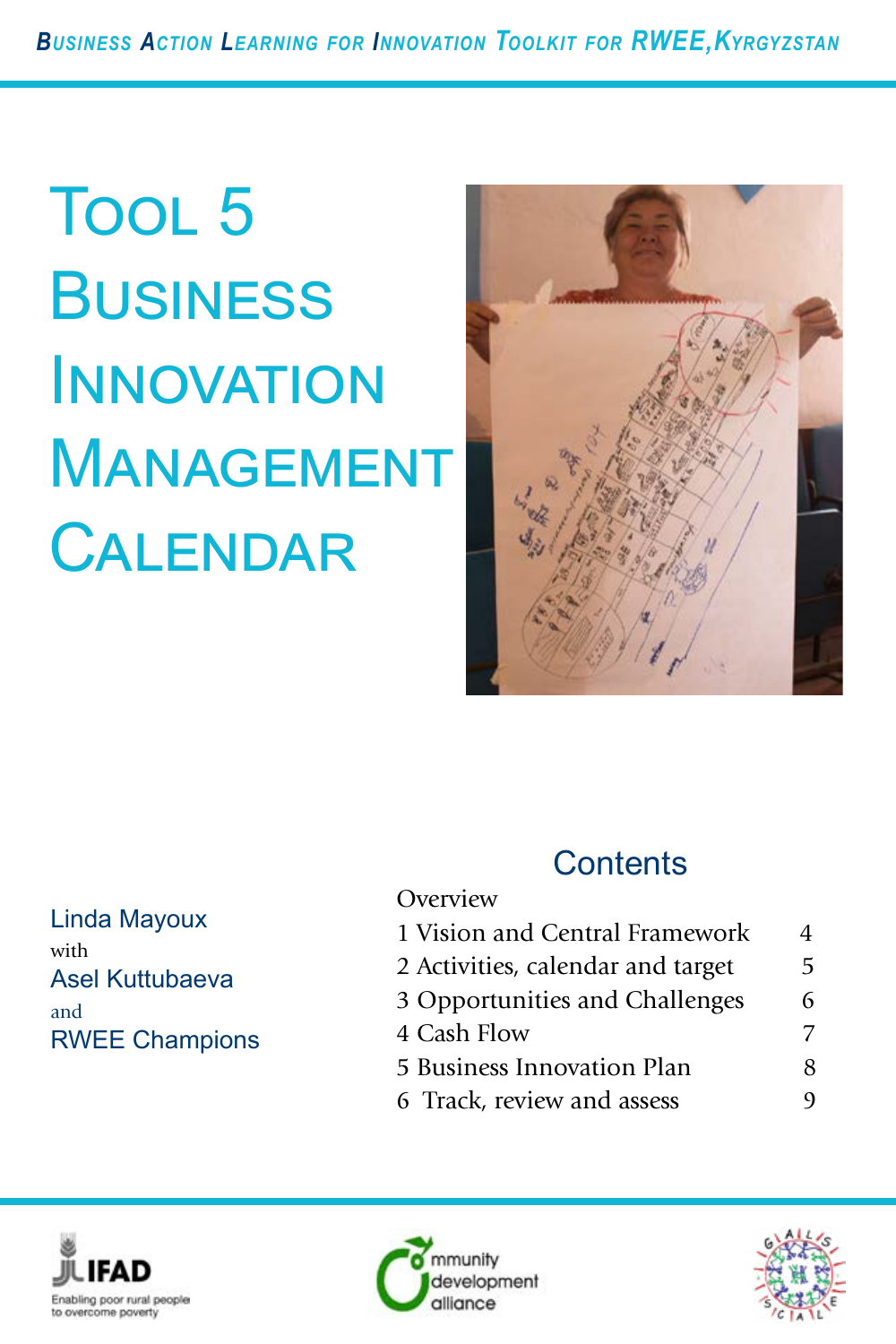*Business Action Learning for Innovation Toolkit for RWEE, Kyrgyzstan*

# Tool 5 Business Innovation Management Calendar

Linda Mayoux
with
Asel Kuttubaeva
and
RWEE Champions

## Contents

| | |
|---|---|
| Overview | |
| 1 Vision and Central Framework | 4 |
| 2 Activities, calendar and target | 5 |
| 3 Opportunities and Challenges | 6 |
| 4 Cash Flow | 7 |
| 5 Business Innovation Plan | 8 |
| 6 Track, review and assess | 9 |

IFAD — Enabling poor rural people to overcome poverty

Community development alliance

GALS @ SCALE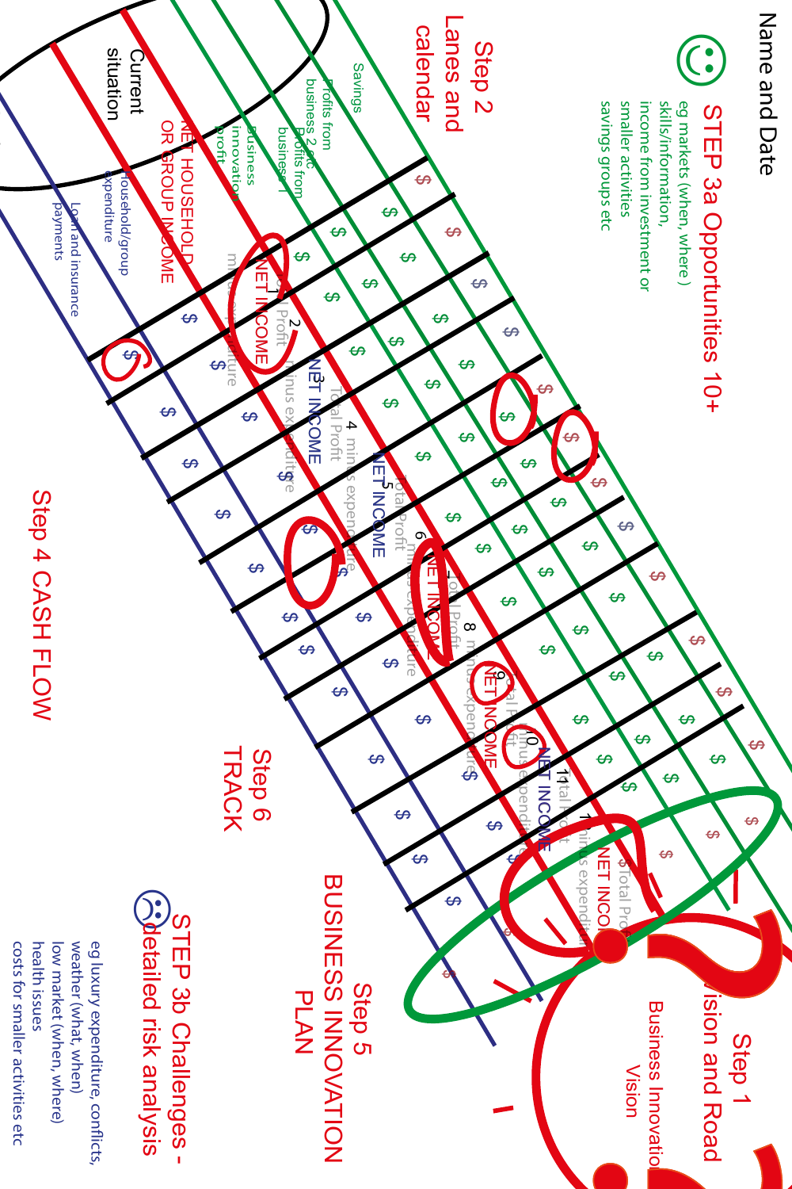Name and Date

## STEP 3a Opportunities 10+

eg markets (when, where)
skills/information,
income from investment or
smaller activities
savings groups etc

## Step 2 Lanes and calendar

Savings

Profits from business 2 etc

Profits from business 1

Business innovation profit

Current situation

NET HOUSEHOLD OR GROUP INCOME

Household/group expenditure

Loan and insurance payments

1 NET INCOME Total Profit minus expenditure

2 NET INCOME Total Profit minus expenditure

3 NET INCOME Total Profit minus expenditure

4 NET INCOME Total Profit minus expenditure

5 NET INCOME Total Profit minus expenditure

6 NET INCOME Total Profit minus expenditure

7 NET INCOME Total Profit minus expenditure

8 NET INCOME Total Profit minus expenditure

9 NET INCOME Total Profit minus expenditure

10 NET INCOME Total Profit minus expenditure

11 NET INCOME Total Profit minus expenditure

12 NET INCOME Total Profit minus expenditure

## Step 1 Vision and Road

Business Innovation Vision

## Step 4 CASH FLOW

## Step 6 TRACK

## Step 5 BUSINESS INNOVATION PLAN

## STEP 3b Challenges - detailed risk analysis

eg luxury expenditure, conflicts,
weather (what, when)
low market (when, where)
health issues
costs for smaller activities etc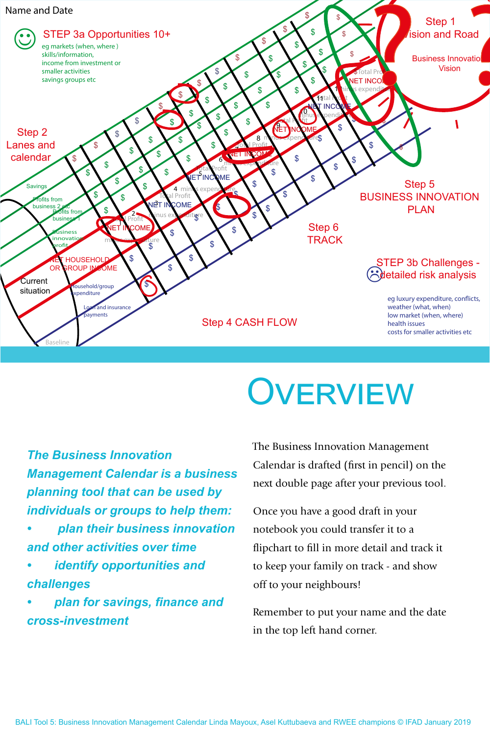Name and Date

STEP 3a Opportunities 10+

eg markets (when, where)
skills/information,
income from investment or
smaller activities
savings groups etc

Step 1 Vision and Road

Business Innovation Vision

Step 2 Lanes and calendar

Savings

Profits from business 2 etc

Profits from business 1

Business innovation profit

NET HOUSEHOLD OR GROUP INCOME

Current situation

Household/group expenditure

Loan and insurance payments

Baseline

Total Profit

minus expenditure

NET INCOME

Step 5 BUSINESS INNOVATION PLAN

Step 6 TRACK

STEP 3b Challenges - detailed risk analysis

eg luxury expenditure, conflicts,
weather (what, when)
low market (when, where)
health issues
costs for smaller activities etc

Step 4 CASH FLOW

# OVERVIEW

***The Business Innovation Management Calendar is a business planning tool that can be used by individuals or groups to help them:***

- ***plan their business innovation and other activities over time***
- ***identify opportunities and challenges***
- ***plan for savings, finance and cross-investment***

The Business Innovation Management Calendar is drafted (first in pencil) on the next double page after your previous tool.

Once you have a good draft in your notebook you could transfer it to a flipchart to fill in more detail and track it to keep your family on track - and show off to your neighbours!

Remember to put your name and the date in the top left hand corner.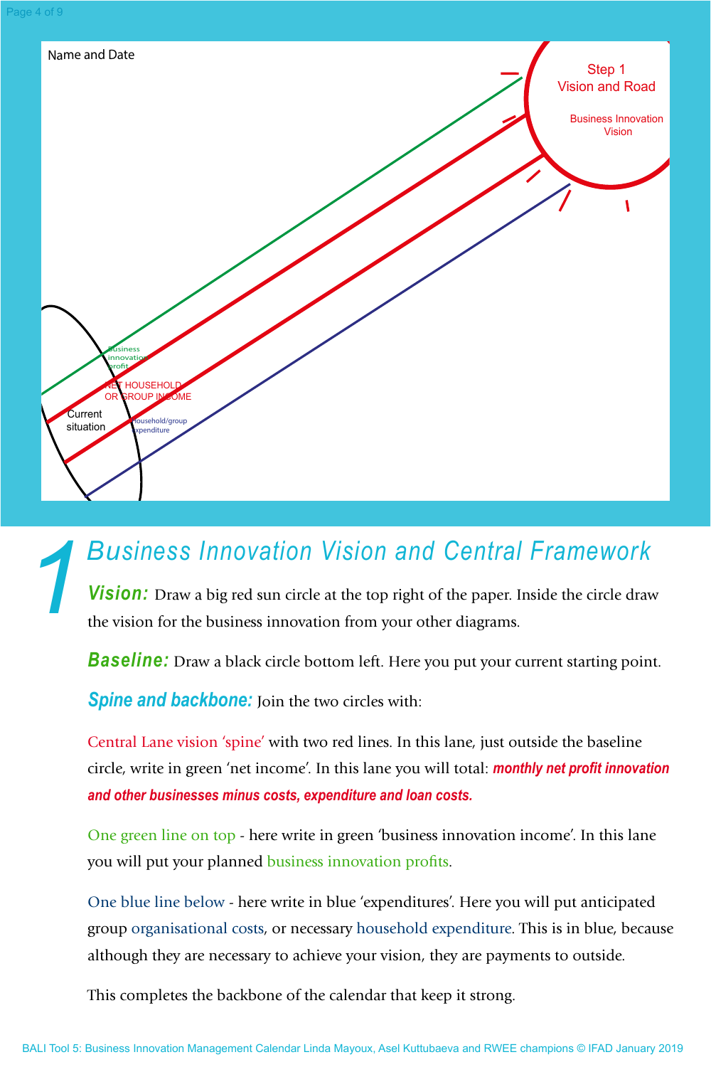Name and Date

Step 1
Vision and Road

Business Innovation
Vision

Business innovation profit

NET HOUSEHOLD OR GROUP INCOME

Current situation

Household/group expenditure

# 1 Business Innovation Vision and Central Framework

***Vision:*** Draw a big red sun circle at the top right of the paper. Inside the circle draw the vision for the business innovation from your other diagrams.

***Baseline:*** Draw a black circle bottom left. Here you put your current starting point.

***Spine and backbone:*** Join the two circles with:

Central Lane vision 'spine' with two red lines. In this lane, just outside the baseline circle, write in green 'net income'. In this lane you will total: ***monthly net profit innovation and other businesses minus costs, expenditure and loan costs.***

One green line on top - here write in green 'business innovation income'. In this lane you will put your planned business innovation profits.

One blue line below - here write in blue 'expenditures'. Here you will put anticipated group organisational costs, or necessary household expenditure. This is in blue, because although they are necessary to achieve your vision, they are payments to outside.

This completes the backbone of the calendar that keep it strong.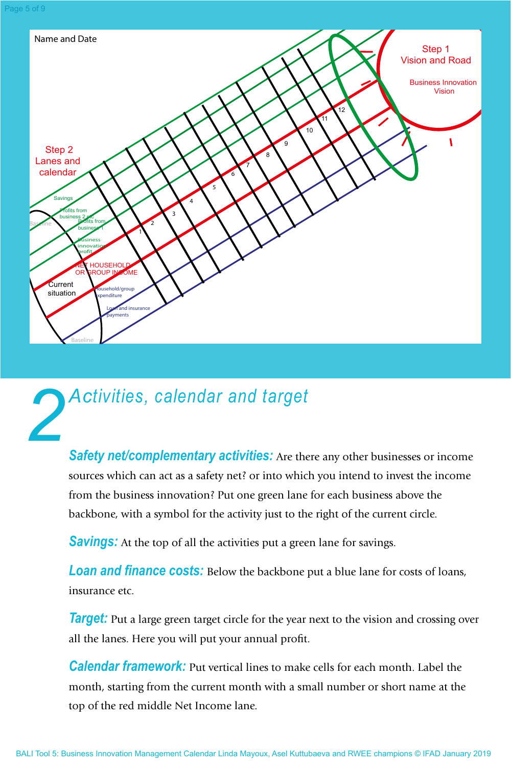Name and Date

Step 1
Vision and Road

Business Innovation
Vision

Step 2
Lanes and
calendar

Savings

Profits from
business 2 etc

Profits from
business 1

Business
innovation
profit

NET HOUSEHOLD
OR GROUP INCOME

Current
situation

Household/group
expenditure

Loan and insurance
payments

Baseline

Baseline

1
2
3
4
5
6
7
8
9
10
11
12

# 2 Activities, calendar and target

***Safety net/complementary activities:*** Are there any other businesses or income sources which can act as a safety net? or into which you intend to invest the income from the business innovation? Put one green lane for each business above the backbone, with a symbol for the activity just to the right of the current circle.

***Savings:*** At the top of all the activities put a green lane for savings.

***Loan and finance costs:*** Below the backbone put a blue lane for costs of loans, insurance etc.

***Target:*** Put a large green target circle for the year next to the vision and crossing over all the lanes. Here you will put your annual profit.

***Calendar framework:*** Put vertical lines to make cells for each month. Label the month, starting from the current month with a small number or short name at the top of the red middle Net Income lane.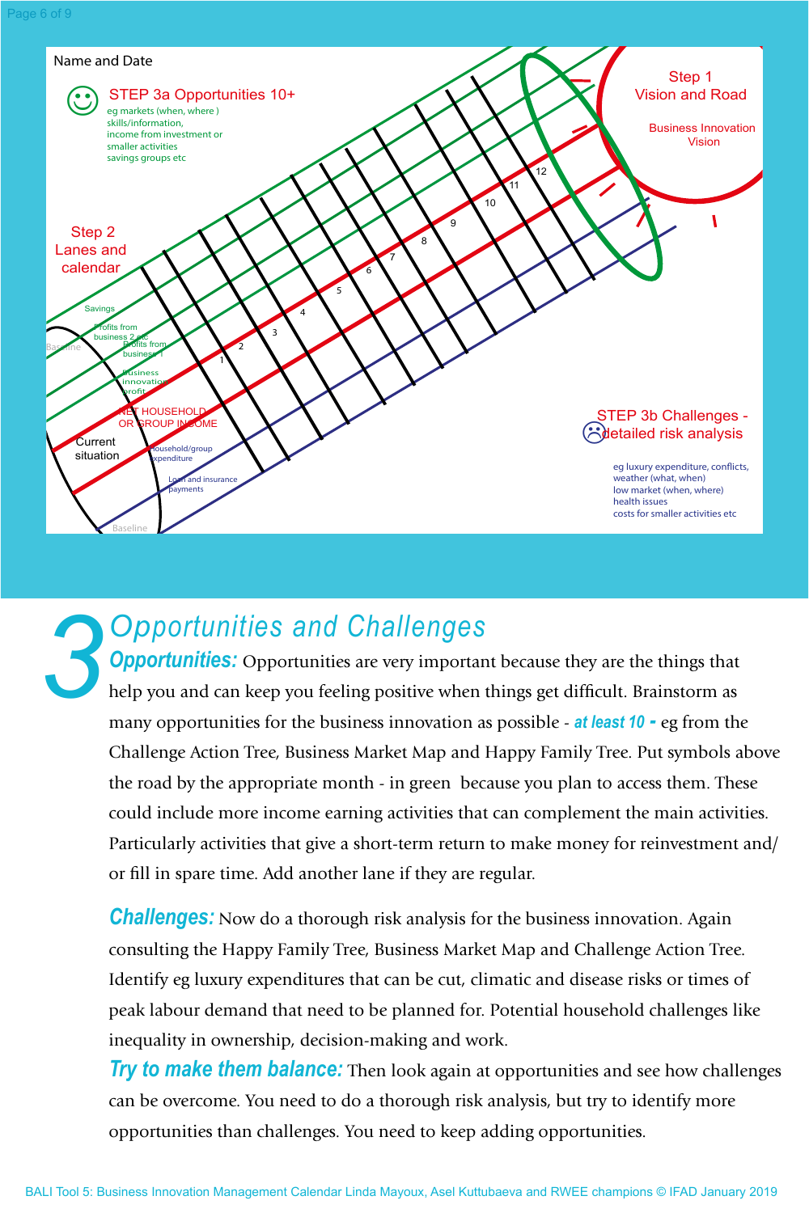Name and Date

STEP 3a Opportunities 10+

eg markets (when, where )
skills/information,
income from investment or
smaller activities
savings groups etc

Step 1
Vision and Road

Business Innovation
Vision

Step 2
Lanes and
calendar

Savings
Profits from business 2 etc
Profits from business 1
Business innovation profit
NET HOUSEHOLD OR GROUP INCOME
Household/group expenditure
Loan and insurance payments

Current
situation

Baseline

1 2 3 4 5 6 7 8 9 10 11 12

STEP 3b Challenges - detailed risk analysis

eg luxury expenditure, conflicts,
weather (what, when)
low market (when, where)
health issues
costs for smaller activities etc

# 3 Opportunities and Challenges

***Opportunities:*** Opportunities are very important because they are the things that help you and can keep you feeling positive when things get difficult. Brainstorm as many opportunities for the business innovation as possible - ***at least 10*** - eg from the Challenge Action Tree, Business Market Map and Happy Family Tree. Put symbols above the road by the appropriate month - in green because you plan to access them. These could include more income earning activities that can complement the main activities. Particularly activities that give a short-term return to make money for reinvestment and/ or fill in spare time. Add another lane if they are regular.

***Challenges:*** Now do a thorough risk analysis for the business innovation. Again consulting the Happy Family Tree, Business Market Map and Challenge Action Tree. Identify eg luxury expenditures that can be cut, climatic and disease risks or times of peak labour demand that need to be planned for. Potential household challenges like inequality in ownership, decision-making and work.

***Try to make them balance:*** Then look again at opportunities and see how challenges can be overcome. You need to do a thorough risk analysis, but try to identify more opportunities than challenges. You need to keep adding opportunities.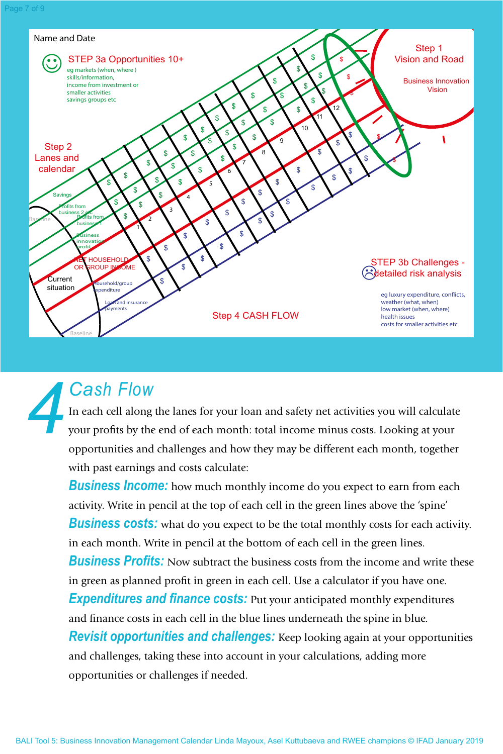Name and Date

STEP 3a Opportunities 10+

eg markets (when, where )
skills/information,
income from investment or
smaller activities
savings groups etc

Step 1
Vision and Road

Business Innovation
Vision

Step 2
Lanes and
calendar

Savings

Profits from business 2 etc

Profits from business 1

Business innovation profit

NET HOUSEHOLD OR GROUP INCOME

Current situation

Household/group expenditure

Loan and insurance payments

Baseline

1 2 3 4 5 6 7 8 9 10 11 12

STEP 3b Challenges - detailed risk analysis

eg luxury expenditure, conflicts,
weather (what, when)
low market (when, where)
health issues
costs for smaller activities etc

Step 4 CASH FLOW

# 4 Cash Flow

In each cell along the lanes for your loan and safety net activities you will calculate your profits by the end of each month: total income minus costs. Looking at your opportunities and challenges and how they may be different each month, together with past earnings and costs calculate:

***Business Income:*** how much monthly income do you expect to earn from each activity. Write in pencil at the top of each cell in the green lines above the 'spine'

***Business costs:*** what do you expect to be the total monthly costs for each activity. in each month. Write in pencil at the bottom of each cell in the green lines.

***Business Profits:*** Now subtract the business costs from the income and write these in green as planned profit in green in each cell. Use a calculator if you have one.

***Expenditures and finance costs:*** Put your anticipated monthly expenditures and finance costs in each cell in the blue lines underneath the spine in blue.

***Revisit opportunities and challenges:*** Keep looking again at your opportunities and challenges, taking these into account in your calculations, adding more opportunities or challenges if needed.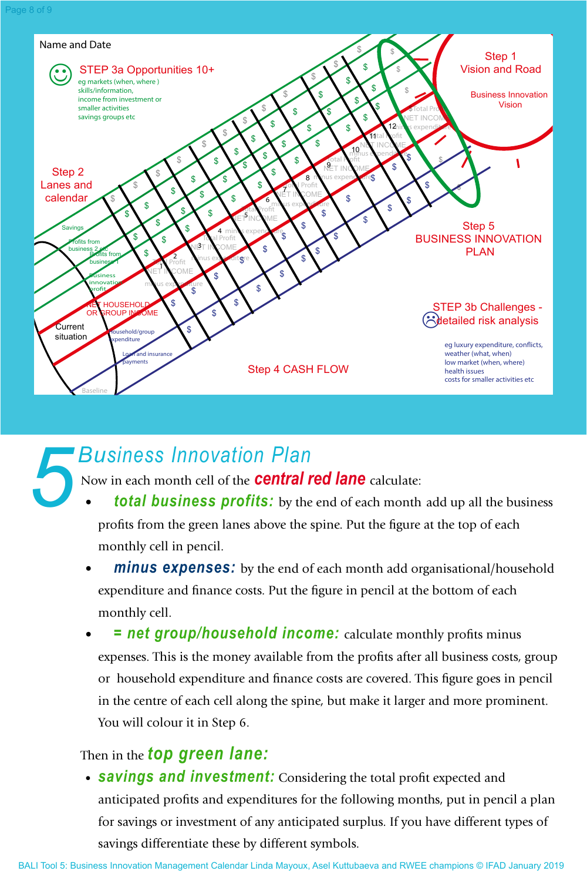Name and Date

STEP 3a Opportunities 10+
eg markets (when, where)
skills/information,
income from investment or
smaller activities
savings groups etc

Step 1
Vision and Road

Business Innovation
Vision

Step 2
Lanes and
calendar

Savings
Profits from business 2 etc
Profits from business 1
Business innovation profit
NET HOUSEHOLD OR GROUP INCOME
Current situation
Household/group expenditure
Loan and insurance payments
Baseline

Step 5
BUSINESS INNOVATION
PLAN

STEP 3b Challenges - detailed risk analysis

eg luxury expenditure, conflicts,
weather (what, when)
low market (when, where)
health issues
costs for smaller activities etc

Step 4 CASH FLOW

# 5 Business Innovation Plan

Now in each month cell of the **central red lane** calculate:

- ***total business profits:*** by the end of each month add up all the business profits from the green lanes above the spine. Put the figure at the top of each monthly cell in pencil.
- ***minus expenses:*** by the end of each month add organisational/household expenditure and finance costs. Put the figure in pencil at the bottom of each monthly cell.
- ***= net group/household income:*** calculate monthly profits minus expenses. This is the money available from the profits after all business costs, group or household expenditure and finance costs are covered. This figure goes in pencil in the centre of each cell along the spine, but make it larger and more prominent. You will colour it in Step 6.

Then in the ***top green lane:***

- ***savings and investment:*** Considering the total profit expected and anticipated profits and expenditures for the following months, put in pencil a plan for savings or investment of any anticipated surplus. If you have different types of savings differentiate these by different symbols.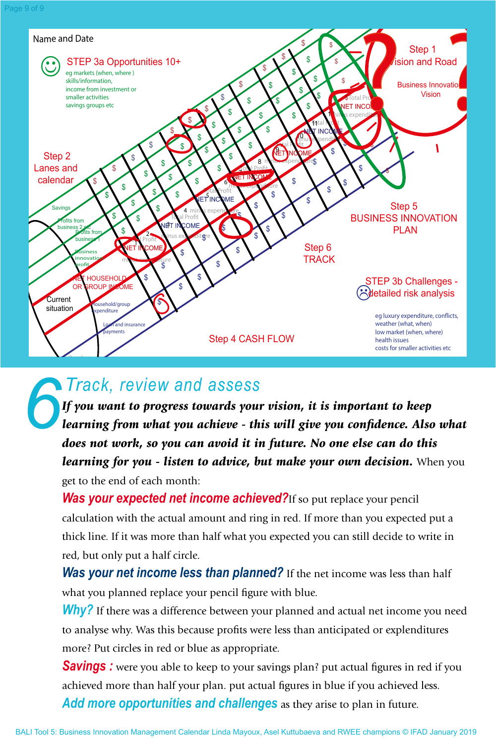Name and Date

STEP 3a Opportunities 10+

eg markets (when, where)
skills/information,
income from investment or
smaller activities
savings groups etc

Step 1
Vision and Road

Business Innovation
Vision

Step 2
Lanes and
calendar

Savings
Profits from business 2 etc
Profits from business 1
Business innovation profit
NET HOUSEHOLD OR GROUP INCOME
Current situation
Household/group expenditure
Loan and insurance payments

Total Profit
NET INCOME
minus expenditure

Step 5
BUSINESS INNOVATION
PLAN

Step 6
TRACK

STEP 3b Challenges - detailed risk analysis

eg luxury expenditure, conflicts,
weather (what, when)
low market (when, where)
health issues
costs for smaller activities etc

Step 4 CASH FLOW

# 6 Track, review and assess

***If you want to progress towards your vision, it is important to keep learning from what you achieve - this will give you confidence. Also what does not work, so you can avoid it in future. No one else can do this learning for you - listen to advice, but make your own decision.*** When you get to the end of each month:

***Was your expected net income achieved?*** If so put replace your pencil calculation with the actual amount and ring in red. If more than you expected put a thick line. If it was more than half what you expected you can still decide to write in red, but only put a half circle.

***Was your net income less than planned?*** If the net income was less than half what you planned replace your pencil figure with blue.

***Why?*** If there was a difference between your planned and actual net income you need to analyse why. Was this because profits were less than anticipated or explenditures more? Put circles in red or blue as appropriate.

***Savings :*** were you able to keep to your savings plan? put actual figures in red if you achieved more than half your plan. put actual figures in blue if you achieved less.

***Add more opportunities and challenges*** as they arise to plan in future.

BALI Tool 5: Business Innovation Management Calendar Linda Mayoux, Asel Kuttubaeva and RWEE champions © IFAD January 2019